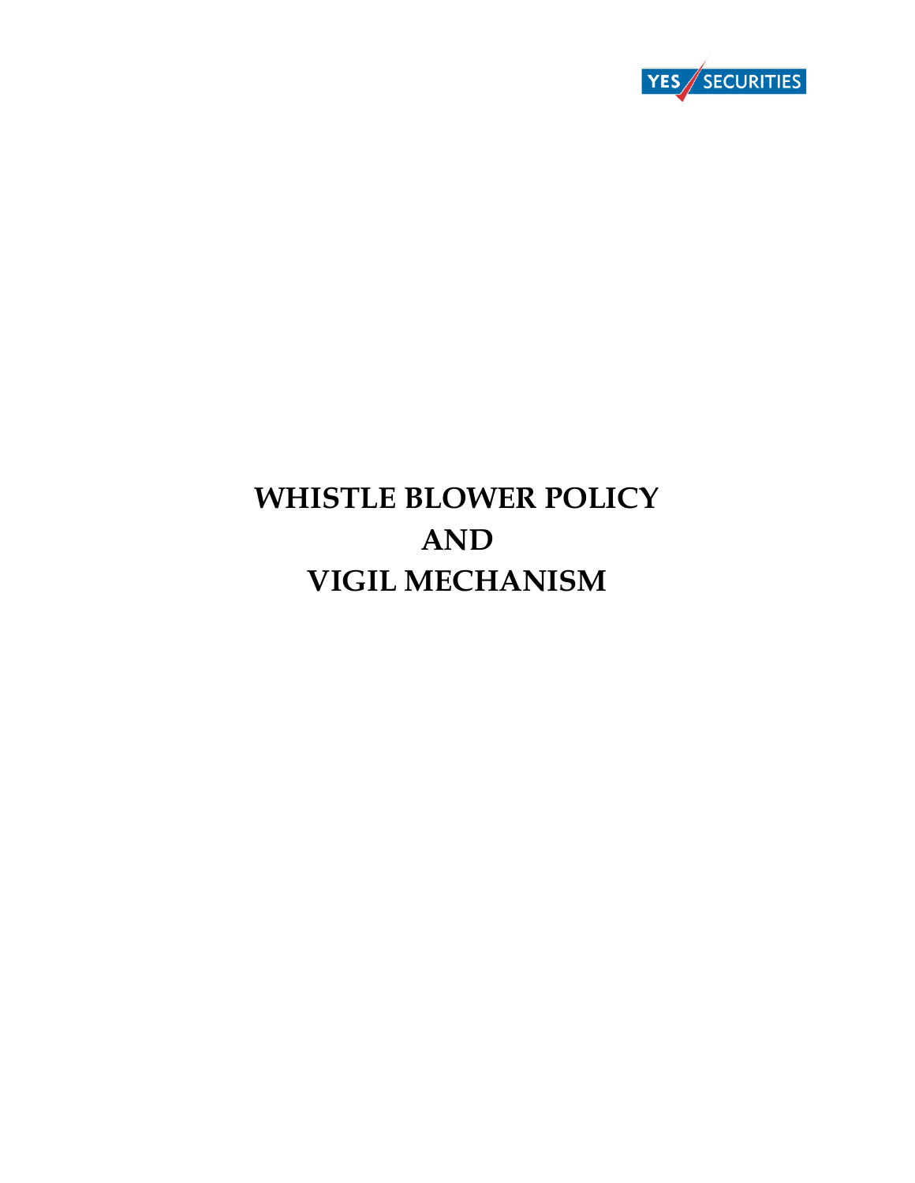YES SECURITIES

# WHISTLE BLOWER POLICY
# AND
# VIGIL MECHANISM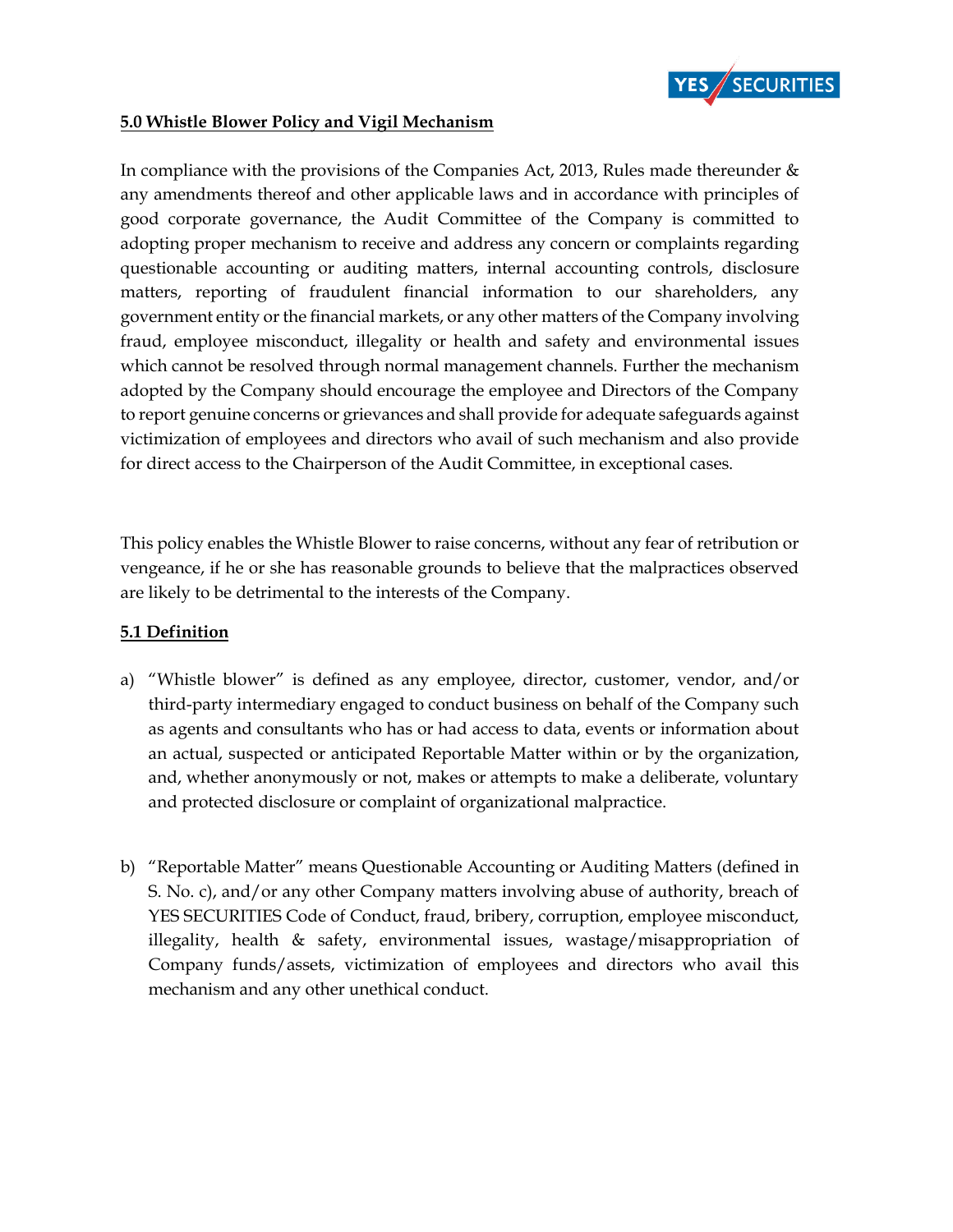## 5.0 Whistle Blower Policy and Vigil Mechanism

In compliance with the provisions of the Companies Act, 2013, Rules made thereunder & any amendments thereof and other applicable laws and in accordance with principles of good corporate governance, the Audit Committee of the Company is committed to adopting proper mechanism to receive and address any concern or complaints regarding questionable accounting or auditing matters, internal accounting controls, disclosure matters, reporting of fraudulent financial information to our shareholders, any government entity or the financial markets, or any other matters of the Company involving fraud, employee misconduct, illegality or health and safety and environmental issues which cannot be resolved through normal management channels. Further the mechanism adopted by the Company should encourage the employee and Directors of the Company to report genuine concerns or grievances and shall provide for adequate safeguards against victimization of employees and directors who avail of such mechanism and also provide for direct access to the Chairperson of the Audit Committee, in exceptional cases.

This policy enables the Whistle Blower to raise concerns, without any fear of retribution or vengeance, if he or she has reasonable grounds to believe that the malpractices observed are likely to be detrimental to the interests of the Company.

### 5.1 Definition

a) "Whistle blower" is defined as any employee, director, customer, vendor, and/or third-party intermediary engaged to conduct business on behalf of the Company such as agents and consultants who has or had access to data, events or information about an actual, suspected or anticipated Reportable Matter within or by the organization, and, whether anonymously or not, makes or attempts to make a deliberate, voluntary and protected disclosure or complaint of organizational malpractice.

b) "Reportable Matter" means Questionable Accounting or Auditing Matters (defined in S. No. c), and/or any other Company matters involving abuse of authority, breach of YES SECURITIES Code of Conduct, fraud, bribery, corruption, employee misconduct, illegality, health & safety, environmental issues, wastage/misappropriation of Company funds/assets, victimization of employees and directors who avail this mechanism and any other unethical conduct.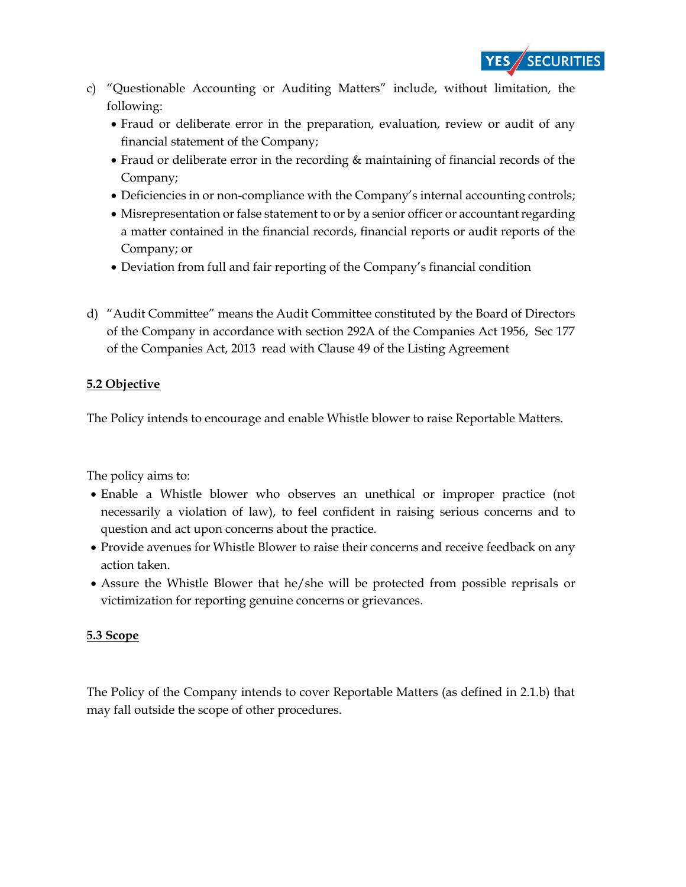c) "Questionable Accounting or Auditing Matters" include, without limitation, the following:
   - Fraud or deliberate error in the preparation, evaluation, review or audit of any financial statement of the Company;
   - Fraud or deliberate error in the recording & maintaining of financial records of the Company;
   - Deficiencies in or non-compliance with the Company's internal accounting controls;
   - Misrepresentation or false statement to or by a senior officer or accountant regarding a matter contained in the financial records, financial reports or audit reports of the Company; or
   - Deviation from full and fair reporting of the Company's financial condition

d) "Audit Committee" means the Audit Committee constituted by the Board of Directors of the Company in accordance with section 292A of the Companies Act 1956, Sec 177 of the Companies Act, 2013 read with Clause 49 of the Listing Agreement

**5.2 Objective**

The Policy intends to encourage and enable Whistle blower to raise Reportable Matters.

The policy aims to:

- Enable a Whistle blower who observes an unethical or improper practice (not necessarily a violation of law), to feel confident in raising serious concerns and to question and act upon concerns about the practice.
- Provide avenues for Whistle Blower to raise their concerns and receive feedback on any action taken.
- Assure the Whistle Blower that he/she will be protected from possible reprisals or victimization for reporting genuine concerns or grievances.

**5.3 Scope**

The Policy of the Company intends to cover Reportable Matters (as defined in 2.1.b) that may fall outside the scope of other procedures.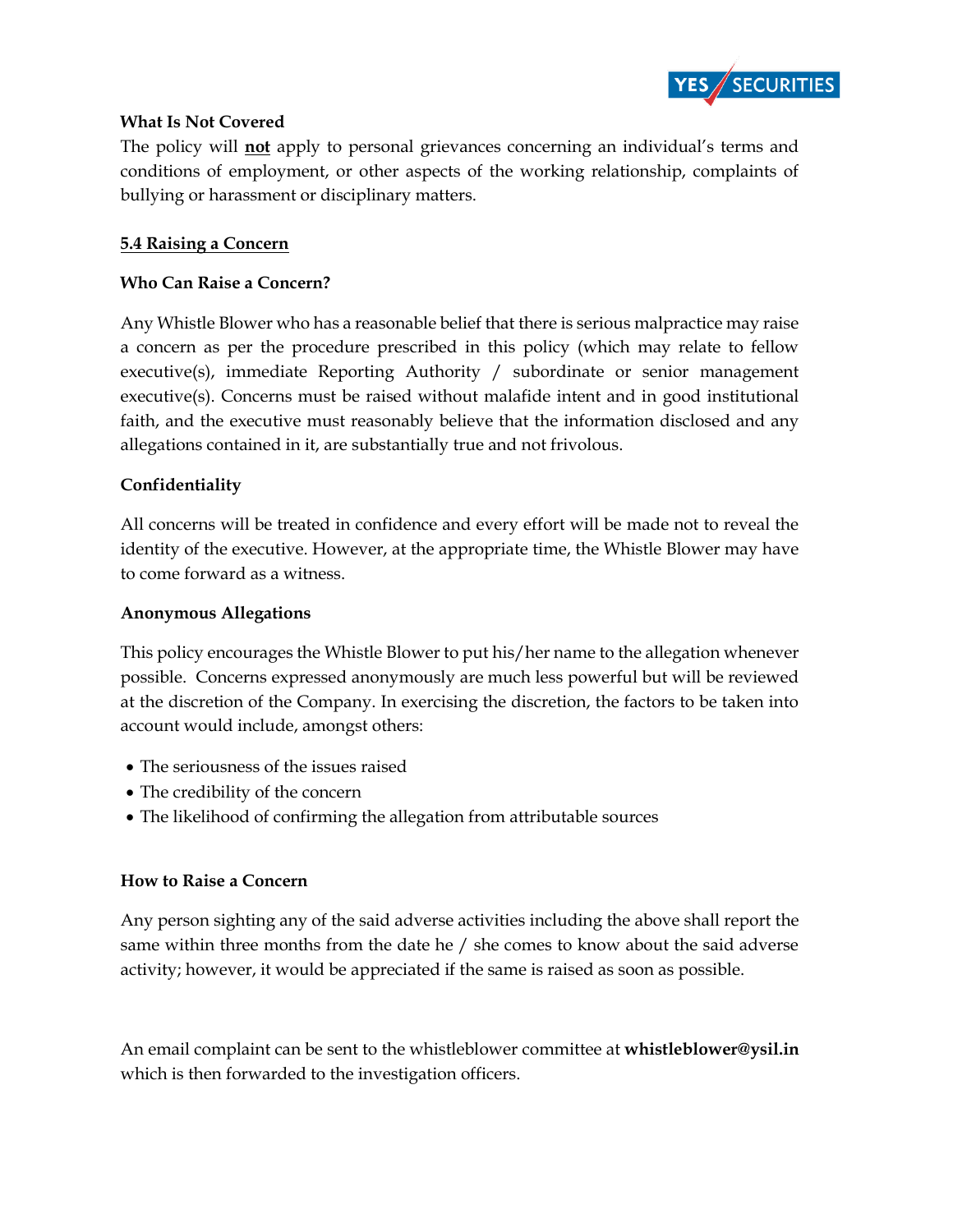**What Is Not Covered**

The policy will **not** apply to personal grievances concerning an individual's terms and conditions of employment, or other aspects of the working relationship, complaints of bullying or harassment or disciplinary matters.

**5.4 Raising a Concern**

**Who Can Raise a Concern?**

Any Whistle Blower who has a reasonable belief that there is serious malpractice may raise a concern as per the procedure prescribed in this policy (which may relate to fellow executive(s), immediate Reporting Authority / subordinate or senior management executive(s). Concerns must be raised without malafide intent and in good institutional faith, and the executive must reasonably believe that the information disclosed and any allegations contained in it, are substantially true and not frivolous.

**Confidentiality**

All concerns will be treated in confidence and every effort will be made not to reveal the identity of the executive. However, at the appropriate time, the Whistle Blower may have to come forward as a witness.

**Anonymous Allegations**

This policy encourages the Whistle Blower to put his/her name to the allegation whenever possible. Concerns expressed anonymously are much less powerful but will be reviewed at the discretion of the Company. In exercising the discretion, the factors to be taken into account would include, amongst others:

- The seriousness of the issues raised
- The credibility of the concern
- The likelihood of confirming the allegation from attributable sources

**How to Raise a Concern**

Any person sighting any of the said adverse activities including the above shall report the same within three months from the date he / she comes to know about the said adverse activity; however, it would be appreciated if the same is raised as soon as possible.

An email complaint can be sent to the whistleblower committee at **whistleblower@ysil.in** which is then forwarded to the investigation officers.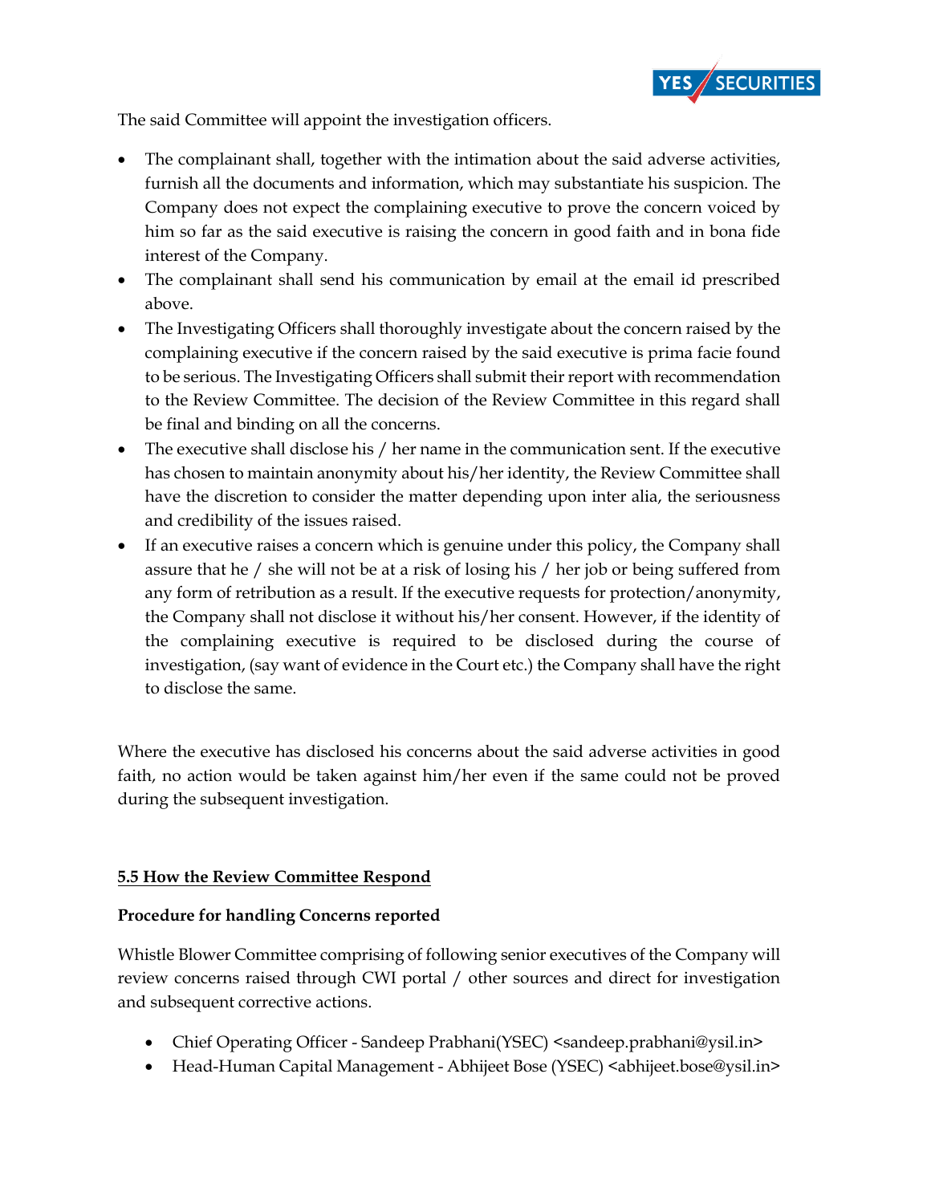The said Committee will appoint the investigation officers.

- The complainant shall, together with the intimation about the said adverse activities, furnish all the documents and information, which may substantiate his suspicion. The Company does not expect the complaining executive to prove the concern voiced by him so far as the said executive is raising the concern in good faith and in bona fide interest of the Company.
- The complainant shall send his communication by email at the email id prescribed above.
- The Investigating Officers shall thoroughly investigate about the concern raised by the complaining executive if the concern raised by the said executive is prima facie found to be serious. The Investigating Officers shall submit their report with recommendation to the Review Committee. The decision of the Review Committee in this regard shall be final and binding on all the concerns.
- The executive shall disclose his / her name in the communication sent. If the executive has chosen to maintain anonymity about his/her identity, the Review Committee shall have the discretion to consider the matter depending upon inter alia, the seriousness and credibility of the issues raised.
- If an executive raises a concern which is genuine under this policy, the Company shall assure that he / she will not be at a risk of losing his / her job or being suffered from any form of retribution as a result. If the executive requests for protection/anonymity, the Company shall not disclose it without his/her consent. However, if the identity of the complaining executive is required to be disclosed during the course of investigation, (say want of evidence in the Court etc.) the Company shall have the right to disclose the same.

Where the executive has disclosed his concerns about the said adverse activities in good faith, no action would be taken against him/her even if the same could not be proved during the subsequent investigation.

### 5.5 How the Review Committee Respond

**Procedure for handling Concerns reported**

Whistle Blower Committee comprising of following senior executives of the Company will review concerns raised through CWI portal / other sources and direct for investigation and subsequent corrective actions.

- Chief Operating Officer - Sandeep Prabhani(YSEC) <sandeep.prabhani@ysil.in>
- Head-Human Capital Management - Abhijeet Bose (YSEC) <abhijeet.bose@ysil.in>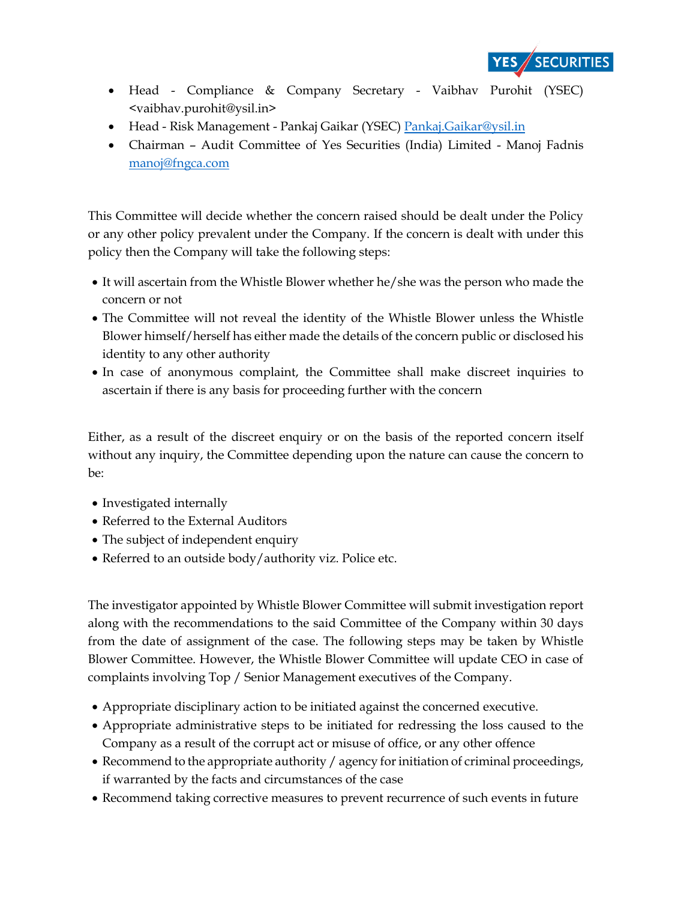- Head - Compliance & Company Secretary - Vaibhav Purohit (YSEC) <vaibhav.purohit@ysil.in>
- Head - Risk Management - Pankaj Gaikar (YSEC) Pankaj.Gaikar@ysil.in
- Chairman – Audit Committee of Yes Securities (India) Limited - Manoj Fadnis manoj@fngca.com

This Committee will decide whether the concern raised should be dealt under the Policy or any other policy prevalent under the Company. If the concern is dealt with under this policy then the Company will take the following steps:

- It will ascertain from the Whistle Blower whether he/she was the person who made the concern or not
- The Committee will not reveal the identity of the Whistle Blower unless the Whistle Blower himself/herself has either made the details of the concern public or disclosed his identity to any other authority
- In case of anonymous complaint, the Committee shall make discreet inquiries to ascertain if there is any basis for proceeding further with the concern

Either, as a result of the discreet enquiry or on the basis of the reported concern itself without any inquiry, the Committee depending upon the nature can cause the concern to be:

- Investigated internally
- Referred to the External Auditors
- The subject of independent enquiry
- Referred to an outside body/authority viz. Police etc.

The investigator appointed by Whistle Blower Committee will submit investigation report along with the recommendations to the said Committee of the Company within 30 days from the date of assignment of the case. The following steps may be taken by Whistle Blower Committee. However, the Whistle Blower Committee will update CEO in case of complaints involving Top / Senior Management executives of the Company.

- Appropriate disciplinary action to be initiated against the concerned executive.
- Appropriate administrative steps to be initiated for redressing the loss caused to the Company as a result of the corrupt act or misuse of office, or any other offence
- Recommend to the appropriate authority / agency for initiation of criminal proceedings, if warranted by the facts and circumstances of the case
- Recommend taking corrective measures to prevent recurrence of such events in future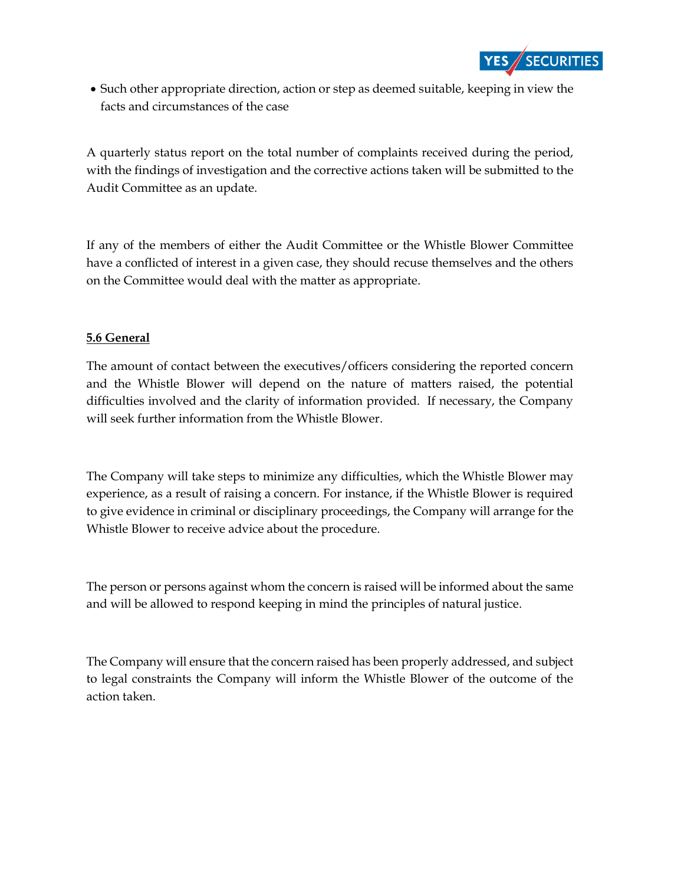- Such other appropriate direction, action or step as deemed suitable, keeping in view the facts and circumstances of the case

A quarterly status report on the total number of complaints received during the period, with the findings of investigation and the corrective actions taken will be submitted to the Audit Committee as an update.

If any of the members of either the Audit Committee or the Whistle Blower Committee have a conflicted of interest in a given case, they should recuse themselves and the others on the Committee would deal with the matter as appropriate.

**5.6 General**

The amount of contact between the executives/officers considering the reported concern and the Whistle Blower will depend on the nature of matters raised, the potential difficulties involved and the clarity of information provided. If necessary, the Company will seek further information from the Whistle Blower.

The Company will take steps to minimize any difficulties, which the Whistle Blower may experience, as a result of raising a concern. For instance, if the Whistle Blower is required to give evidence in criminal or disciplinary proceedings, the Company will arrange for the Whistle Blower to receive advice about the procedure.

The person or persons against whom the concern is raised will be informed about the same and will be allowed to respond keeping in mind the principles of natural justice.

The Company will ensure that the concern raised has been properly addressed, and subject to legal constraints the Company will inform the Whistle Blower of the outcome of the action taken.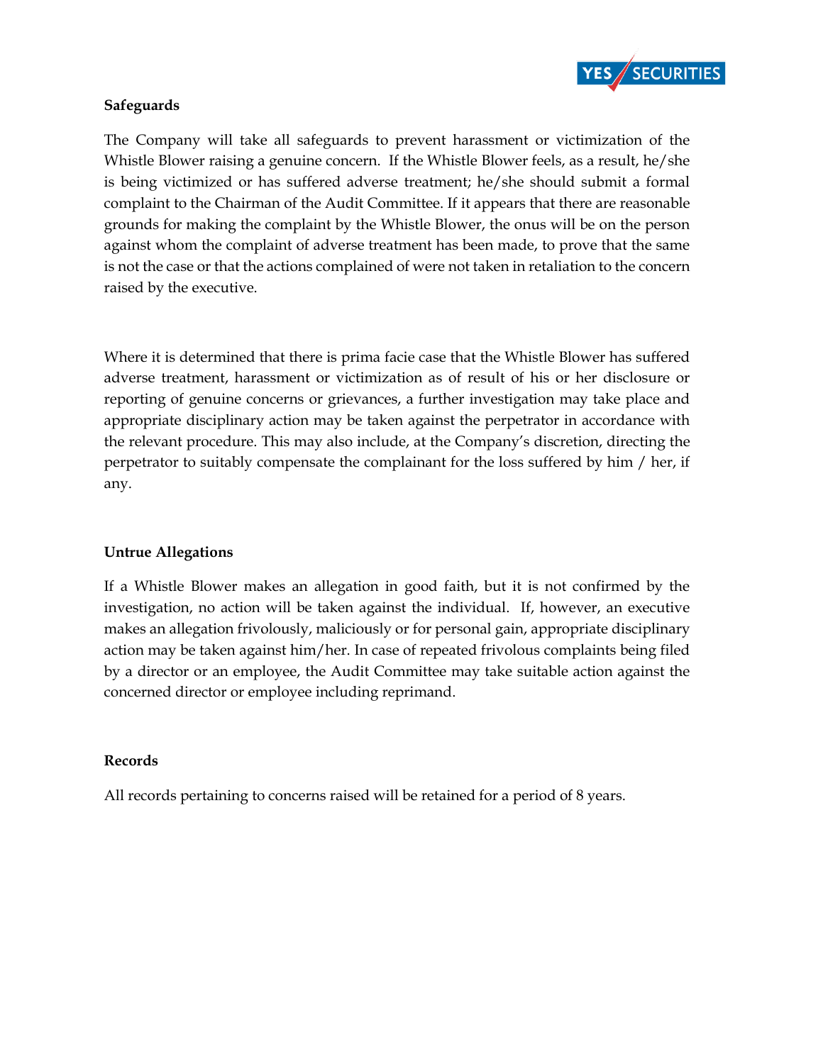**Safeguards**

The Company will take all safeguards to prevent harassment or victimization of the Whistle Blower raising a genuine concern. If the Whistle Blower feels, as a result, he/she is being victimized or has suffered adverse treatment; he/she should submit a formal complaint to the Chairman of the Audit Committee. If it appears that there are reasonable grounds for making the complaint by the Whistle Blower, the onus will be on the person against whom the complaint of adverse treatment has been made, to prove that the same is not the case or that the actions complained of were not taken in retaliation to the concern raised by the executive.

Where it is determined that there is prima facie case that the Whistle Blower has suffered adverse treatment, harassment or victimization as of result of his or her disclosure or reporting of genuine concerns or grievances, a further investigation may take place and appropriate disciplinary action may be taken against the perpetrator in accordance with the relevant procedure. This may also include, at the Company's discretion, directing the perpetrator to suitably compensate the complainant for the loss suffered by him / her, if any.

**Untrue Allegations**

If a Whistle Blower makes an allegation in good faith, but it is not confirmed by the investigation, no action will be taken against the individual. If, however, an executive makes an allegation frivolously, maliciously or for personal gain, appropriate disciplinary action may be taken against him/her. In case of repeated frivolous complaints being filed by a director or an employee, the Audit Committee may take suitable action against the concerned director or employee including reprimand.

**Records**

All records pertaining to concerns raised will be retained for a period of 8 years.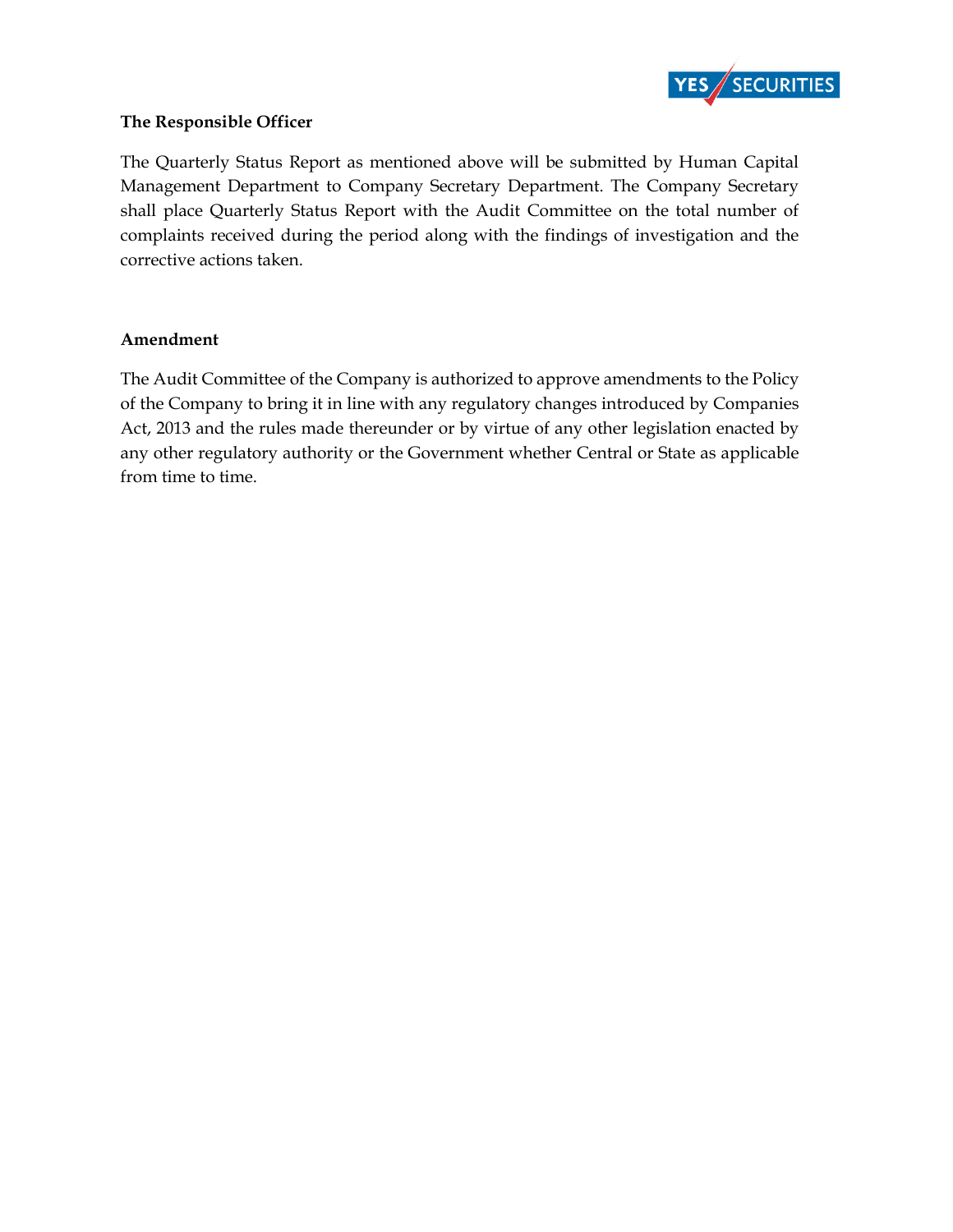**The Responsible Officer**

The Quarterly Status Report as mentioned above will be submitted by Human Capital Management Department to Company Secretary Department. The Company Secretary shall place Quarterly Status Report with the Audit Committee on the total number of complaints received during the period along with the findings of investigation and the corrective actions taken.

**Amendment**

The Audit Committee of the Company is authorized to approve amendments to the Policy of the Company to bring it in line with any regulatory changes introduced by Companies Act, 2013 and the rules made thereunder or by virtue of any other legislation enacted by any other regulatory authority or the Government whether Central or State as applicable from time to time.